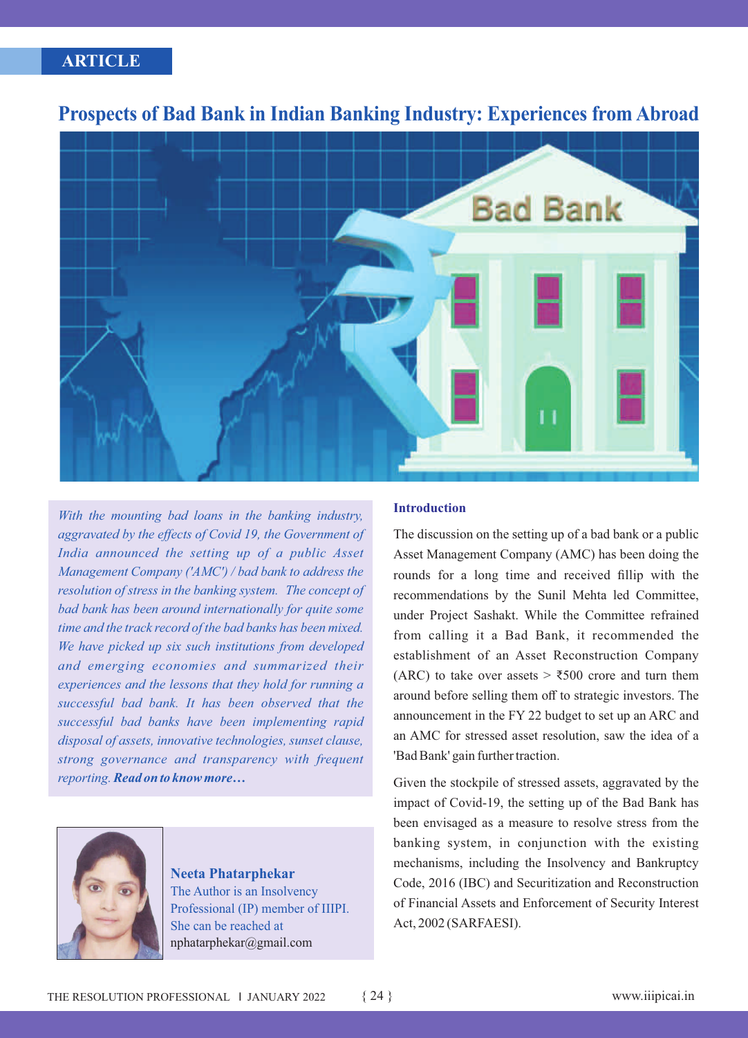ARTICLE

# Prospects of Bad Bank in Indian Banking Industry: Experiences from Abroad

*With the mounting bad loans in the banking industry, aggravated by the effects of Covid 19, the Government of India announced the setting up of a public Asset Management Company ('AMC') / bad bank to address the resolution of stress in the banking system. The concept of bad bank has been around internationally for quite some time and the track record of the bad banks has been mixed. We have picked up six such institutions from developed and emerging economies and summarized their experiences and the lessons that they hold for running a successful bad bank. It has been observed that the successful bad banks have been implementing rapid disposal of assets, innovative technologies, sunset clause, strong governance and transparency with frequent reporting.* ***Read on to know more…***

**Neeta Phatarphekar**
The Author is an Insolvency Professional (IP) member of IIIPI. She can be reached at nphatarphekar@gmail.com

## Introduction

The discussion on the setting up of a bad bank or a public Asset Management Company (AMC) has been doing the rounds for a long time and received fillip with the recommendations by the Sunil Mehta led Committee, under Project Sashakt. While the Committee refrained from calling it a Bad Bank, it recommended the establishment of an Asset Reconstruction Company (ARC) to take over assets > ₹500 crore and turn them around before selling them off to strategic investors. The announcement in the FY 22 budget to set up an ARC and an AMC for stressed asset resolution, saw the idea of a 'Bad Bank' gain further traction.

Given the stockpile of stressed assets, aggravated by the impact of Covid-19, the setting up of the Bad Bank has been envisaged as a measure to resolve stress from the banking system, in conjunction with the existing mechanisms, including the Insolvency and Bankruptcy Code, 2016 (IBC) and Securitization and Reconstruction of Financial Assets and Enforcement of Security Interest Act, 2002 (SARFAESI).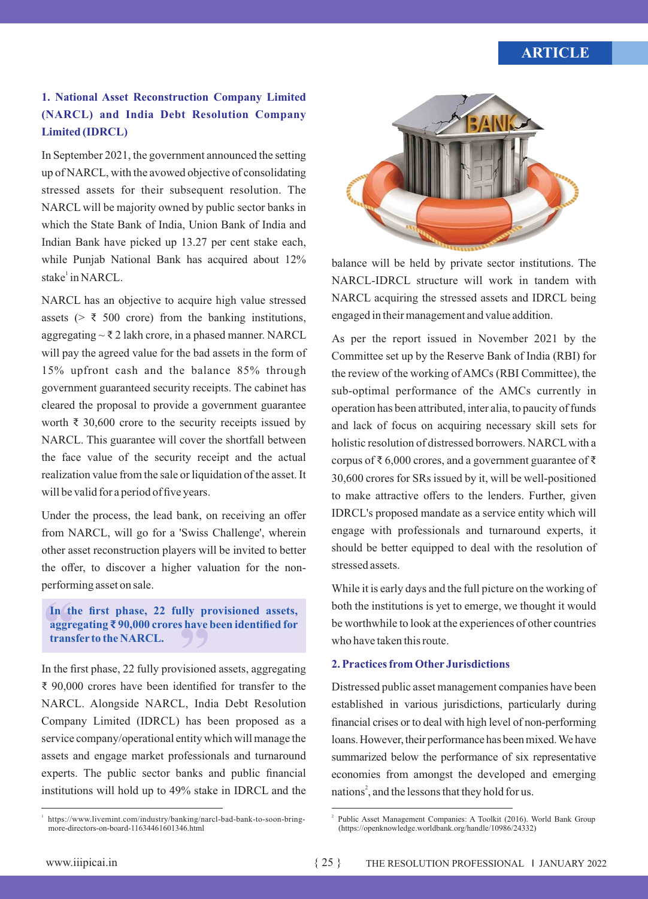### 1. National Asset Reconstruction Company Limited (NARCL) and India Debt Resolution Company Limited (IDRCL)

In September 2021, the government announced the setting up of NARCL, with the avowed objective of consolidating stressed assets for their subsequent resolution. The NARCL will be majority owned by public sector banks in which the State Bank of India, Union Bank of India and Indian Bank have picked up 13.27 per cent stake each, while Punjab National Bank has acquired about 12% stake[1] in NARCL.

NARCL has an objective to acquire high value stressed assets (> ₹ 500 crore) from the banking institutions, aggregating ~ ₹ 2 lakh crore, in a phased manner. NARCL will pay the agreed value for the bad assets in the form of 15% upfront cash and the balance 85% through government guaranteed security receipts. The cabinet has cleared the proposal to provide a government guarantee worth ₹ 30,600 crore to the security receipts issued by NARCL. This guarantee will cover the shortfall between the face value of the security receipt and the actual realization value from the sale or liquidation of the asset. It will be valid for a period of five years.

Under the process, the lead bank, on receiving an offer from NARCL, will go for a 'Swiss Challenge', wherein other asset reconstruction players will be invited to better the offer, to discover a higher valuation for the non-performing asset on sale.

> **In the first phase, 22 fully provisioned assets, aggregating ₹ 90,000 crores have been identified for transfer to the NARCL.**

In the first phase, 22 fully provisioned assets, aggregating ₹ 90,000 crores have been identified for transfer to the NARCL. Alongside NARCL, India Debt Resolution Company Limited (IDRCL) has been proposed as a service company/operational entity which will manage the assets and engage market professionals and turnaround experts. The public sector banks and public financial institutions will hold up to 49% stake in IDRCL and the balance will be held by private sector institutions. The NARCL-IDRCL structure will work in tandem with NARCL acquiring the stressed assets and IDRCL being engaged in their management and value addition.

As per the report issued in November 2021 by the Committee set up by the Reserve Bank of India (RBI) for the review of the working of AMCs (RBI Committee), the sub-optimal performance of the AMCs currently in operation has been attributed, inter alia, to paucity of funds and lack of focus on acquiring necessary skill sets for holistic resolution of distressed borrowers. NARCL with a corpus of ₹ 6,000 crores, and a government guarantee of ₹ 30,600 crores for SRs issued by it, will be well-positioned to make attractive offers to the lenders. Further, given IDRCL's proposed mandate as a service entity which will engage with professionals and turnaround experts, it should be better equipped to deal with the resolution of stressed assets.

While it is early days and the full picture on the working of both the institutions is yet to emerge, we thought it would be worthwhile to look at the experiences of other countries who have taken this route.

### 2. Practices from Other Jurisdictions

Distressed public asset management companies have been established in various jurisdictions, particularly during financial crises or to deal with high level of non-performing loans. However, their performance has been mixed. We have summarized below the performance of six representative economies from amongst the developed and emerging nations[2], and the lessons that they hold for us.

---

[1] https://www.livemint.com/industry/banking/narcl-bad-bank-to-soon-bring-more-directors-on-board-11634461601346.html

[2] Public Asset Management Companies: A Toolkit (2016). World Bank Group (https://openknowledge.worldbank.org/handle/10986/24332)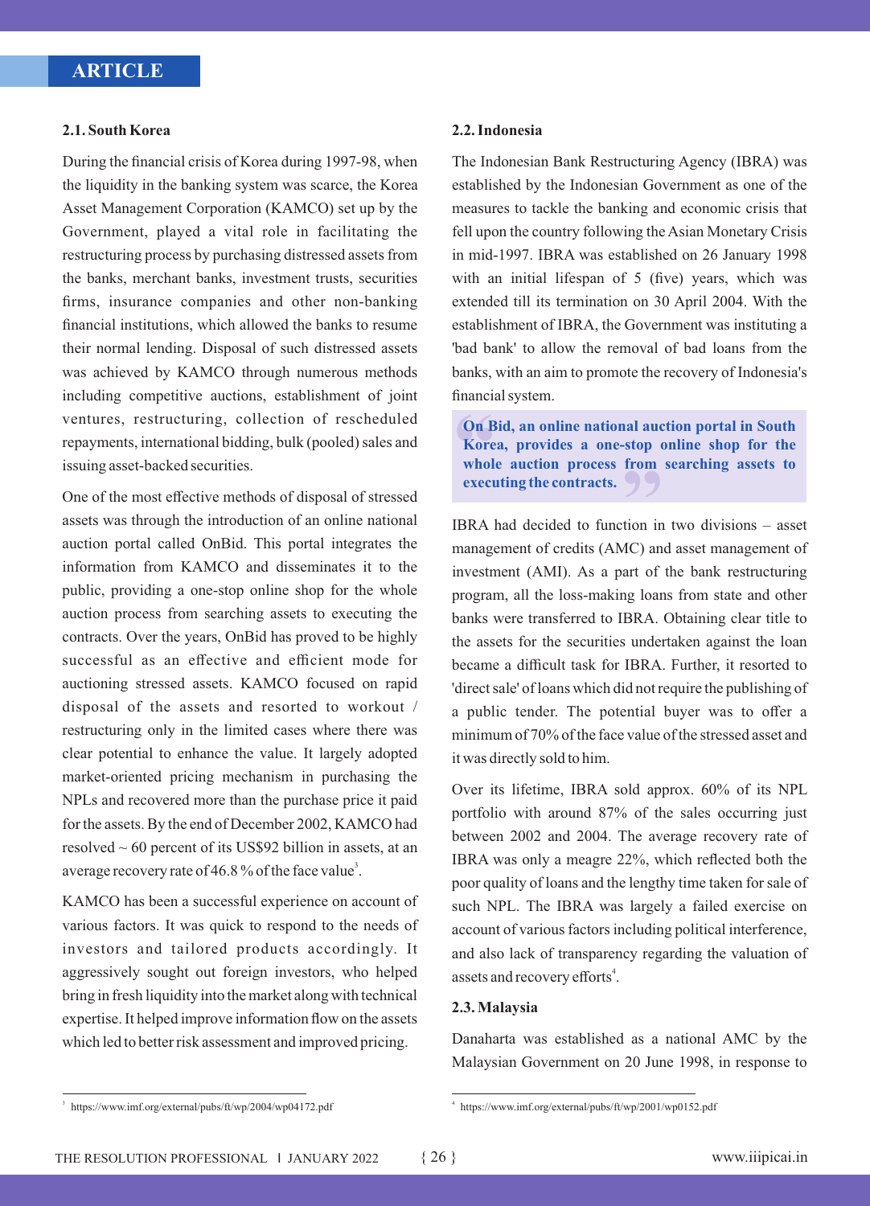### 2.1. South Korea

During the financial crisis of Korea during 1997-98, when the liquidity in the banking system was scarce, the Korea Asset Management Corporation (KAMCO) set up by the Government, played a vital role in facilitating the restructuring process by purchasing distressed assets from the banks, merchant banks, investment trusts, securities firms, insurance companies and other non-banking financial institutions, which allowed the banks to resume their normal lending. Disposal of such distressed assets was achieved by KAMCO through numerous methods including competitive auctions, establishment of joint ventures, restructuring, collection of rescheduled repayments, international bidding, bulk (pooled) sales and issuing asset-backed securities.

One of the most effective methods of disposal of stressed assets was through the introduction of an online national auction portal called OnBid. This portal integrates the information from KAMCO and disseminates it to the public, providing a one-stop online shop for the whole auction process from searching assets to executing the contracts. Over the years, OnBid has proved to be highly successful as an effective and efficient mode for auctioning stressed assets. KAMCO focused on rapid disposal of the assets and resorted to workout / restructuring only in the limited cases where there was clear potential to enhance the value. It largely adopted market-oriented pricing mechanism in purchasing the NPLs and recovered more than the purchase price it paid for the assets. By the end of December 2002, KAMCO had resolved ~ 60 percent of its US$92 billion in assets, at an average recovery rate of 46.8 % of the face value[3].

KAMCO has been a successful experience on account of various factors. It was quick to respond to the needs of investors and tailored products accordingly. It aggressively sought out foreign investors, who helped bring in fresh liquidity into the market along with technical expertise. It helped improve information flow on the assets which led to better risk assessment and improved pricing.

### 2.2. Indonesia

The Indonesian Bank Restructuring Agency (IBRA) was established by the Indonesian Government as one of the measures to tackle the banking and economic crisis that fell upon the country following the Asian Monetary Crisis in mid-1997. IBRA was established on 26 January 1998 with an initial lifespan of 5 (five) years, which was extended till its termination on 30 April 2004. With the establishment of IBRA, the Government was instituting a 'bad bank' to allow the removal of bad loans from the banks, with an aim to promote the recovery of Indonesia's financial system.

> **On Bid, an online national auction portal in South Korea, provides a one-stop online shop for the whole auction process from searching assets to executing the contracts.**

IBRA had decided to function in two divisions – asset management of credits (AMC) and asset management of investment (AMI). As a part of the bank restructuring program, all the loss-making loans from state and other banks were transferred to IBRA. Obtaining clear title to the assets for the securities undertaken against the loan became a difficult task for IBRA. Further, it resorted to 'direct sale' of loans which did not require the publishing of a public tender. The potential buyer was to offer a minimum of 70% of the face value of the stressed asset and it was directly sold to him.

Over its lifetime, IBRA sold approx. 60% of its NPL portfolio with around 87% of the sales occurring just between 2002 and 2004. The average recovery rate of IBRA was only a meagre 22%, which reflected both the poor quality of loans and the lengthy time taken for sale of such NPL. The IBRA was largely a failed exercise on account of various factors including political interference, and also lack of transparency regarding the valuation of assets and recovery efforts[4].

### 2.3. Malaysia

Danaharta was established as a national AMC by the Malaysian Government on 20 June 1998, in response to

---

[3] https://www.imf.org/external/pubs/ft/wp/2004/wp04172.pdf

[4] https://www.imf.org/external/pubs/ft/wp/2001/wp0152.pdf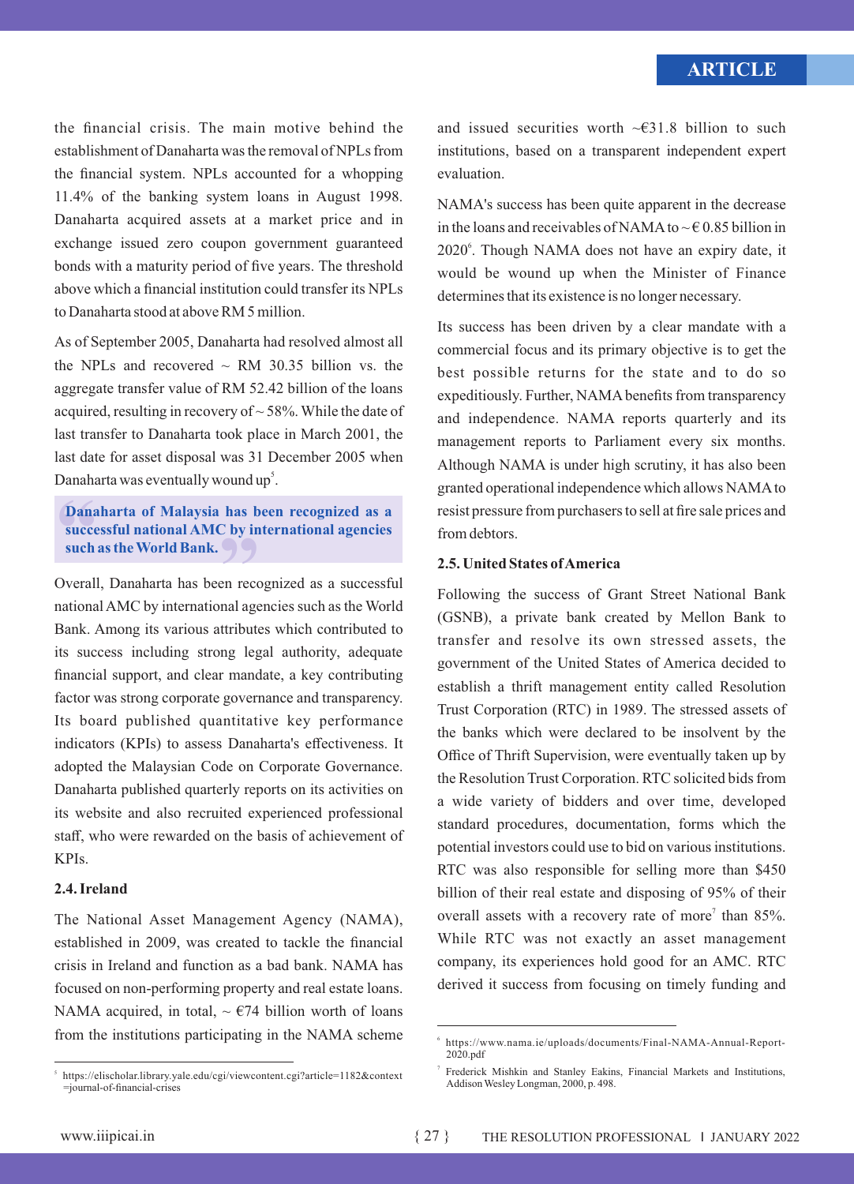the financial crisis. The main motive behind the establishment of Danaharta was the removal of NPLs from the financial system. NPLs accounted for a whopping 11.4% of the banking system loans in August 1998. Danaharta acquired assets at a market price and in exchange issued zero coupon government guaranteed bonds with a maturity period of five years. The threshold above which a financial institution could transfer its NPLs to Danaharta stood at above RM 5 million.

As of September 2005, Danaharta had resolved almost all the NPLs and recovered ~ RM 30.35 billion vs. the aggregate transfer value of RM 52.42 billion of the loans acquired, resulting in recovery of ~ 58%. While the date of last transfer to Danaharta took place in March 2001, the last date for asset disposal was 31 December 2005 when Danaharta was eventually wound up[5].

> **Danaharta of Malaysia has been recognized as a successful national AMC by international agencies such as the World Bank.**

Overall, Danaharta has been recognized as a successful national AMC by international agencies such as the World Bank. Among its various attributes which contributed to its success including strong legal authority, adequate financial support, and clear mandate, a key contributing factor was strong corporate governance and transparency. Its board published quantitative key performance indicators (KPIs) to assess Danaharta's effectiveness. It adopted the Malaysian Code on Corporate Governance. Danaharta published quarterly reports on its activities on its website and also recruited experienced professional staff, who were rewarded on the basis of achievement of KPIs.

### 2.4. Ireland

The National Asset Management Agency (NAMA), established in 2009, was created to tackle the financial crisis in Ireland and function as a bad bank. NAMA has focused on non-performing property and real estate loans. NAMA acquired, in total, ~ €74 billion worth of loans from the institutions participating in the NAMA scheme and issued securities worth ~€31.8 billion to such institutions, based on a transparent independent expert evaluation.

NAMA's success has been quite apparent in the decrease in the loans and receivables of NAMA to ~ € 0.85 billion in 2020[6]. Though NAMA does not have an expiry date, it would be wound up when the Minister of Finance determines that its existence is no longer necessary.

Its success has been driven by a clear mandate with a commercial focus and its primary objective is to get the best possible returns for the state and to do so expeditiously. Further, NAMA benefits from transparency and independence. NAMA reports quarterly and its management reports to Parliament every six months. Although NAMA is under high scrutiny, it has also been granted operational independence which allows NAMA to resist pressure from purchasers to sell at fire sale prices and from debtors.

### 2.5. United States of America

Following the success of Grant Street National Bank (GSNB), a private bank created by Mellon Bank to transfer and resolve its own stressed assets, the government of the United States of America decided to establish a thrift management entity called Resolution Trust Corporation (RTC) in 1989. The stressed assets of the banks which were declared to be insolvent by the Office of Thrift Supervision, were eventually taken up by the Resolution Trust Corporation. RTC solicited bids from a wide variety of bidders and over time, developed standard procedures, documentation, forms which the potential investors could use to bid on various institutions. RTC was also responsible for selling more than $450 billion of their real estate and disposing of 95% of their overall assets with a recovery rate of more[7] than 85%. While RTC was not exactly an asset management company, its experiences hold good for an AMC. RTC derived it success from focusing on timely funding and

---

[5] https://elischolar.library.yale.edu/cgi/viewcontent.cgi?article=1182&context=journal-of-financial-crises

[6] https://www.nama.ie/uploads/documents/Final-NAMA-Annual-Report-2020.pdf

[7] Frederick Mishkin and Stanley Eakins, Financial Markets and Institutions, Addison Wesley Longman, 2000, p. 498.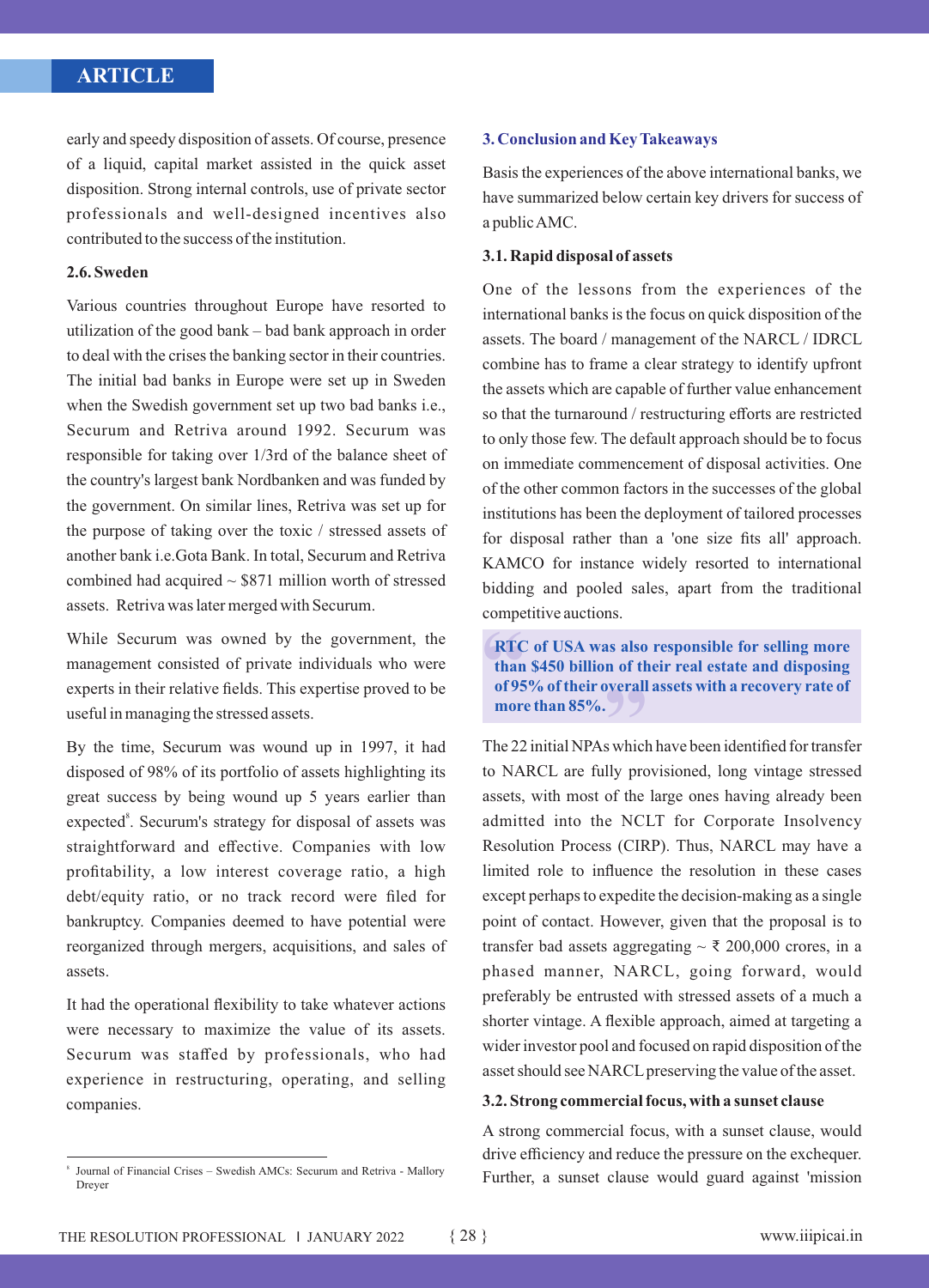early and speedy disposition of assets. Of course, presence of a liquid, capital market assisted in the quick asset disposition. Strong internal controls, use of private sector professionals and well-designed incentives also contributed to the success of the institution.

### 2.6. Sweden

Various countries throughout Europe have resorted to utilization of the good bank – bad bank approach in order to deal with the crises the banking sector in their countries. The initial bad banks in Europe were set up in Sweden when the Swedish government set up two bad banks i.e., Securum and Retriva around 1992. Securum was responsible for taking over 1/3rd of the balance sheet of the country's largest bank Nordbanken and was funded by the government. On similar lines, Retriva was set up for the purpose of taking over the toxic / stressed assets of another bank i.e.Gota Bank. In total, Securum and Retriva combined had acquired ~ $871 million worth of stressed assets. Retriva was later merged with Securum.

While Securum was owned by the government, the management consisted of private individuals who were experts in their relative fields. This expertise proved to be useful in managing the stressed assets.

By the time, Securum was wound up in 1997, it had disposed of 98% of its portfolio of assets highlighting its great success by being wound up 5 years earlier than expected[8]. Securum's strategy for disposal of assets was straightforward and effective. Companies with low profitability, a low interest coverage ratio, a high debt/equity ratio, or no track record were filed for bankruptcy. Companies deemed to have potential were reorganized through mergers, acquisitions, and sales of assets.

It had the operational flexibility to take whatever actions were necessary to maximize the value of its assets. Securum was staffed by professionals, who had experience in restructuring, operating, and selling companies.

[8] Journal of Financial Crises – Swedish AMCs: Securum and Retriva - Mallory Dreyer

## 3. Conclusion and Key Takeaways

Basis the experiences of the above international banks, we have summarized below certain key drivers for success of a public AMC.

### 3.1. Rapid disposal of assets

One of the lessons from the experiences of the international banks is the focus on quick disposition of the assets. The board / management of the NARCL / IDRCL combine has to frame a clear strategy to identify upfront the assets which are capable of further value enhancement so that the turnaround / restructuring efforts are restricted to only those few. The default approach should be to focus on immediate commencement of disposal activities. One of the other common factors in the successes of the global institutions has been the deployment of tailored processes for disposal rather than a 'one size fits all' approach. KAMCO for instance widely resorted to international bidding and pooled sales, apart from the traditional competitive auctions.

> **RTC of USA was also responsible for selling more than $450 billion of their real estate and disposing of 95% of their overall assets with a recovery rate of more than 85%.**

The 22 initial NPAs which have been identified for transfer to NARCL are fully provisioned, long vintage stressed assets, with most of the large ones having already been admitted into the NCLT for Corporate Insolvency Resolution Process (CIRP). Thus, NARCL may have a limited role to influence the resolution in these cases except perhaps to expedite the decision-making as a single point of contact. However, given that the proposal is to transfer bad assets aggregating ~ ₹ 200,000 crores, in a phased manner, NARCL, going forward, would preferably be entrusted with stressed assets of a much a shorter vintage. A flexible approach, aimed at targeting a wider investor pool and focused on rapid disposition of the asset should see NARCL preserving the value of the asset.

### 3.2. Strong commercial focus, with a sunset clause

A strong commercial focus, with a sunset clause, would drive efficiency and reduce the pressure on the exchequer. Further, a sunset clause would guard against 'mission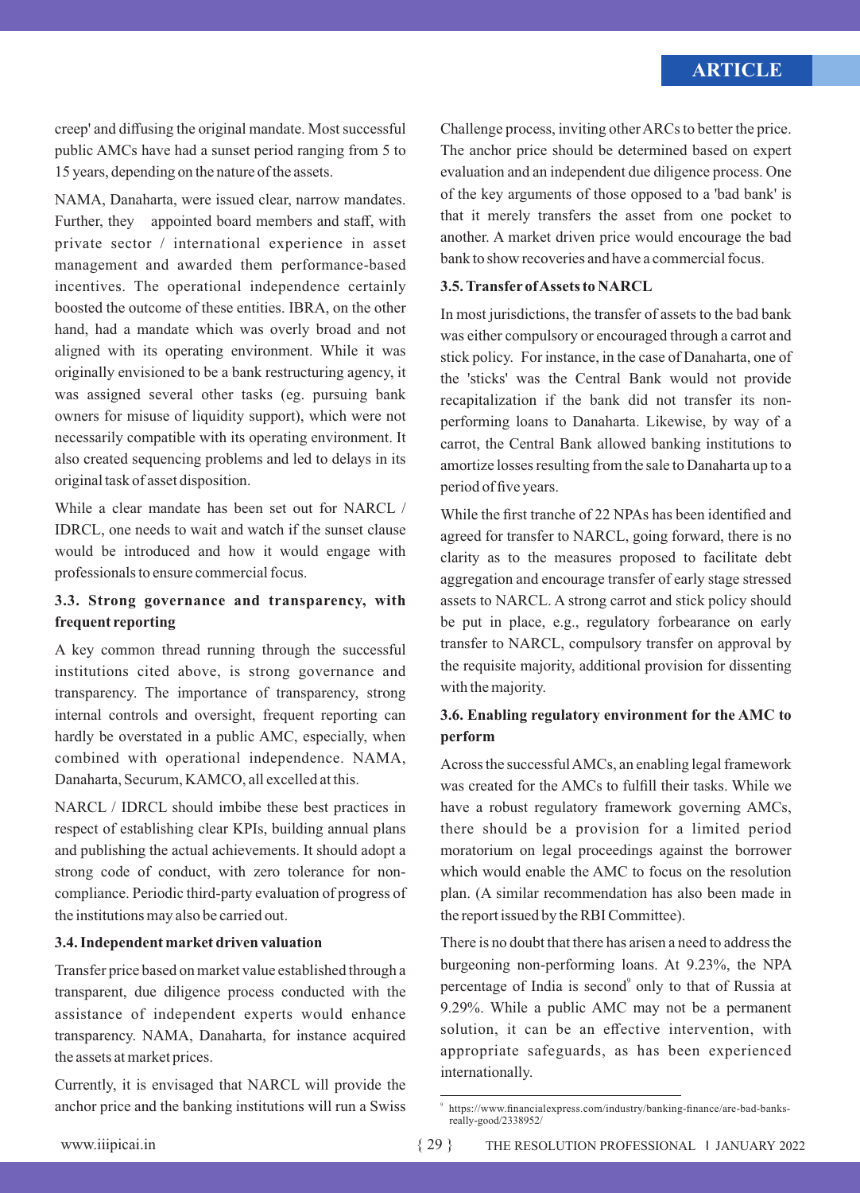creep' and diffusing the original mandate. Most successful public AMCs have had a sunset period ranging from 5 to 15 years, depending on the nature of the assets.

NAMA, Danaharta, were issued clear, narrow mandates. Further, they appointed board members and staff, with private sector / international experience in asset management and awarded them performance-based incentives. The operational independence certainly boosted the outcome of these entities. IBRA, on the other hand, had a mandate which was overly broad and not aligned with its operating environment. While it was originally envisioned to be a bank restructuring agency, it was assigned several other tasks (eg. pursuing bank owners for misuse of liquidity support), which were not necessarily compatible with its operating environment. It also created sequencing problems and led to delays in its original task of asset disposition.

While a clear mandate has been set out for NARCL / IDRCL, one needs to wait and watch if the sunset clause would be introduced and how it would engage with professionals to ensure commercial focus.

### 3.3. Strong governance and transparency, with frequent reporting

A key common thread running through the successful institutions cited above, is strong governance and transparency. The importance of transparency, strong internal controls and oversight, frequent reporting can hardly be overstated in a public AMC, especially, when combined with operational independence. NAMA, Danaharta, Securum, KAMCO, all excelled at this.

NARCL / IDRCL should imbibe these best practices in respect of establishing clear KPIs, building annual plans and publishing the actual achievements. It should adopt a strong code of conduct, with zero tolerance for non-compliance. Periodic third-party evaluation of progress of the institutions may also be carried out.

### 3.4. Independent market driven valuation

Transfer price based on market value established through a transparent, due diligence process conducted with the assistance of independent experts would enhance transparency. NAMA, Danaharta, for instance acquired the assets at market prices.

Currently, it is envisaged that NARCL will provide the anchor price and the banking institutions will run a Swiss Challenge process, inviting other ARCs to better the price. The anchor price should be determined based on expert evaluation and an independent due diligence process. One of the key arguments of those opposed to a 'bad bank' is that it merely transfers the asset from one pocket to another. A market driven price would encourage the bad bank to show recoveries and have a commercial focus.

### 3.5. Transfer of Assets to NARCL

In most jurisdictions, the transfer of assets to the bad bank was either compulsory or encouraged through a carrot and stick policy. For instance, in the case of Danaharta, one of the 'sticks' was the Central Bank would not provide recapitalization if the bank did not transfer its non-performing loans to Danaharta. Likewise, by way of a carrot, the Central Bank allowed banking institutions to amortize losses resulting from the sale to Danaharta up to a period of five years.

While the first tranche of 22 NPAs has been identified and agreed for transfer to NARCL, going forward, there is no clarity as to the measures proposed to facilitate debt aggregation and encourage transfer of early stage stressed assets to NARCL. A strong carrot and stick policy should be put in place, e.g., regulatory forbearance on early transfer to NARCL, compulsory transfer on approval by the requisite majority, additional provision for dissenting with the majority.

### 3.6. Enabling regulatory environment for the AMC to perform

Across the successful AMCs, an enabling legal framework was created for the AMCs to fulfill their tasks. While we have a robust regulatory framework governing AMCs, there should be a provision for a limited period moratorium on legal proceedings against the borrower which would enable the AMC to focus on the resolution plan. (A similar recommendation has also been made in the report issued by the RBI Committee).

There is no doubt that there has arisen a need to address the burgeoning non-performing loans. At 9.23%, the NPA percentage of India is second[9] only to that of Russia at 9.29%. While a public AMC may not be a permanent solution, it can be an effective intervention, with appropriate safeguards, as has been experienced internationally.

---

[9] https://www.financialexpress.com/industry/banking-finance/are-bad-banks-really-good/2338952/